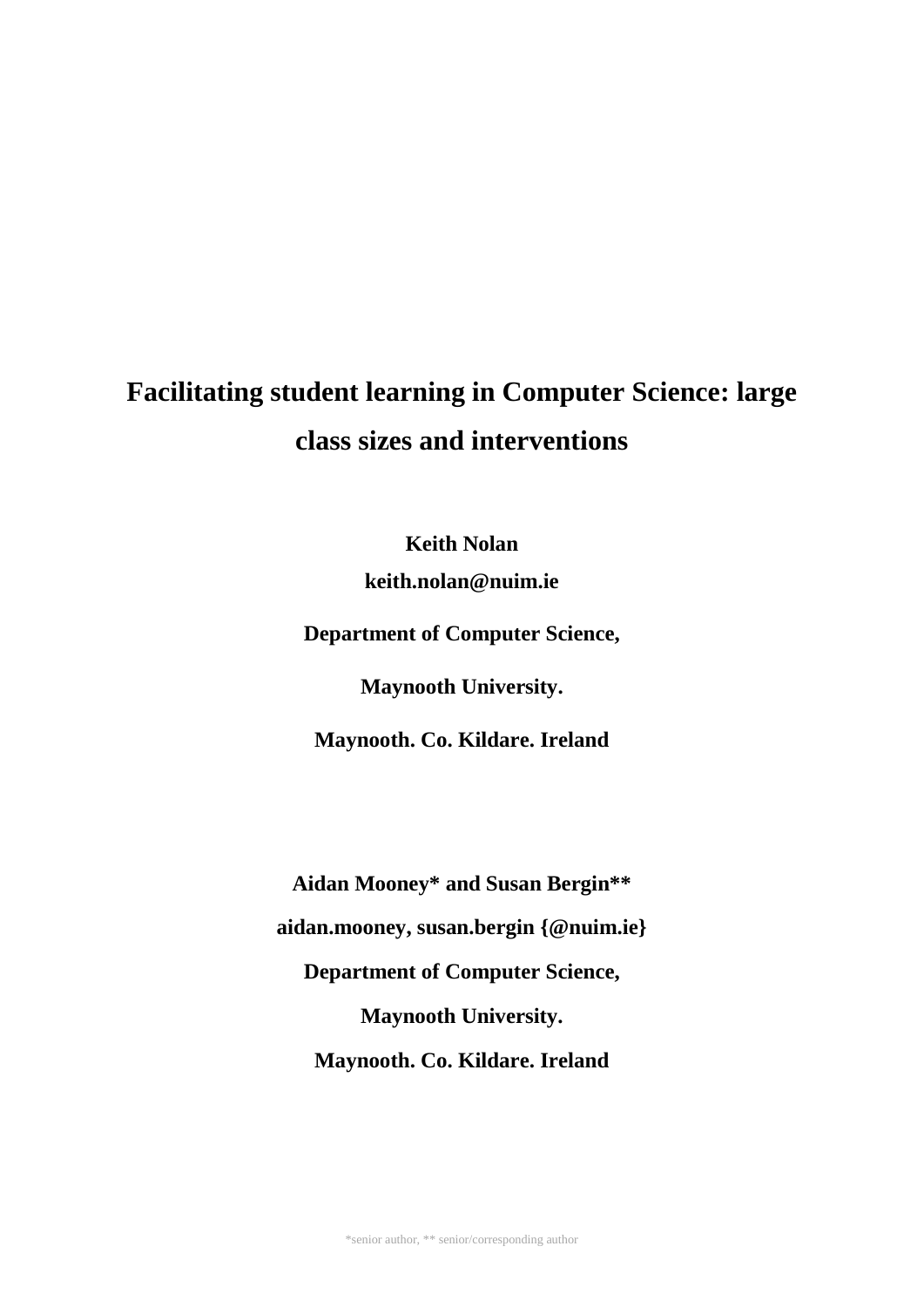# Facilitating student learning in Computer Science: large class sizes and interventions

**Keith Nolan**

**keith.nolan@nuim.ie**

**Department of Computer Science,**

**Maynooth University.**

**Maynooth. Co. Kildare. Ireland**

**Aidan Mooney* and Susan Bergin****

**aidan.mooney, susan.bergin {@nuim.ie}**

**Department of Computer Science,**

**Maynooth University.**

**Maynooth. Co. Kildare. Ireland**

*senior author, ** senior/corresponding author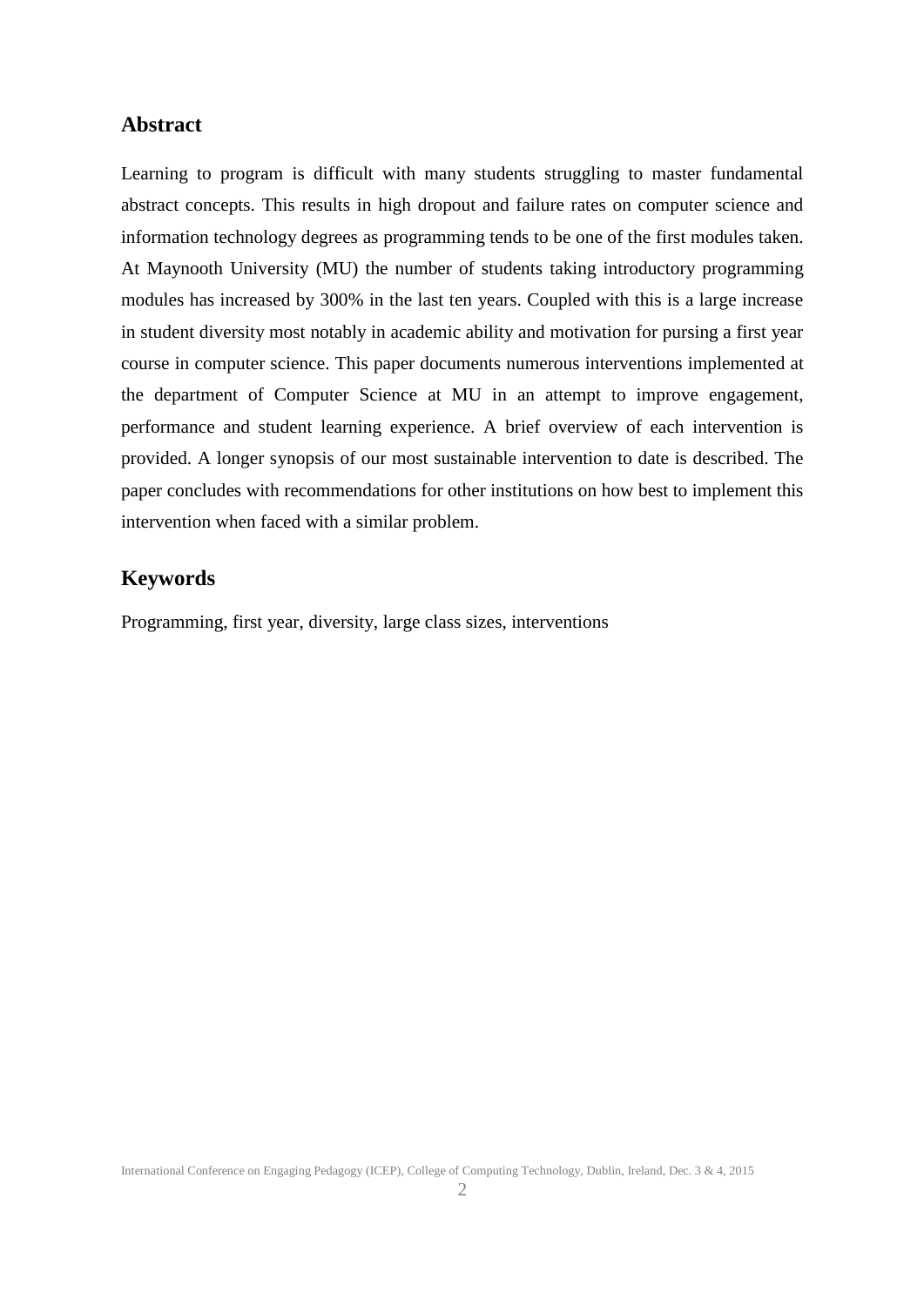## Abstract

Learning to program is difficult with many students struggling to master fundamental abstract concepts. This results in high dropout and failure rates on computer science and information technology degrees as programming tends to be one of the first modules taken. At Maynooth University (MU) the number of students taking introductory programming modules has increased by 300% in the last ten years. Coupled with this is a large increase in student diversity most notably in academic ability and motivation for pursing a first year course in computer science. This paper documents numerous interventions implemented at the department of Computer Science at MU in an attempt to improve engagement, performance and student learning experience. A brief overview of each intervention is provided. A longer synopsis of our most sustainable intervention to date is described. The paper concludes with recommendations for other institutions on how best to implement this intervention when faced with a similar problem.

## Keywords

Programming, first year, diversity, large class sizes, interventions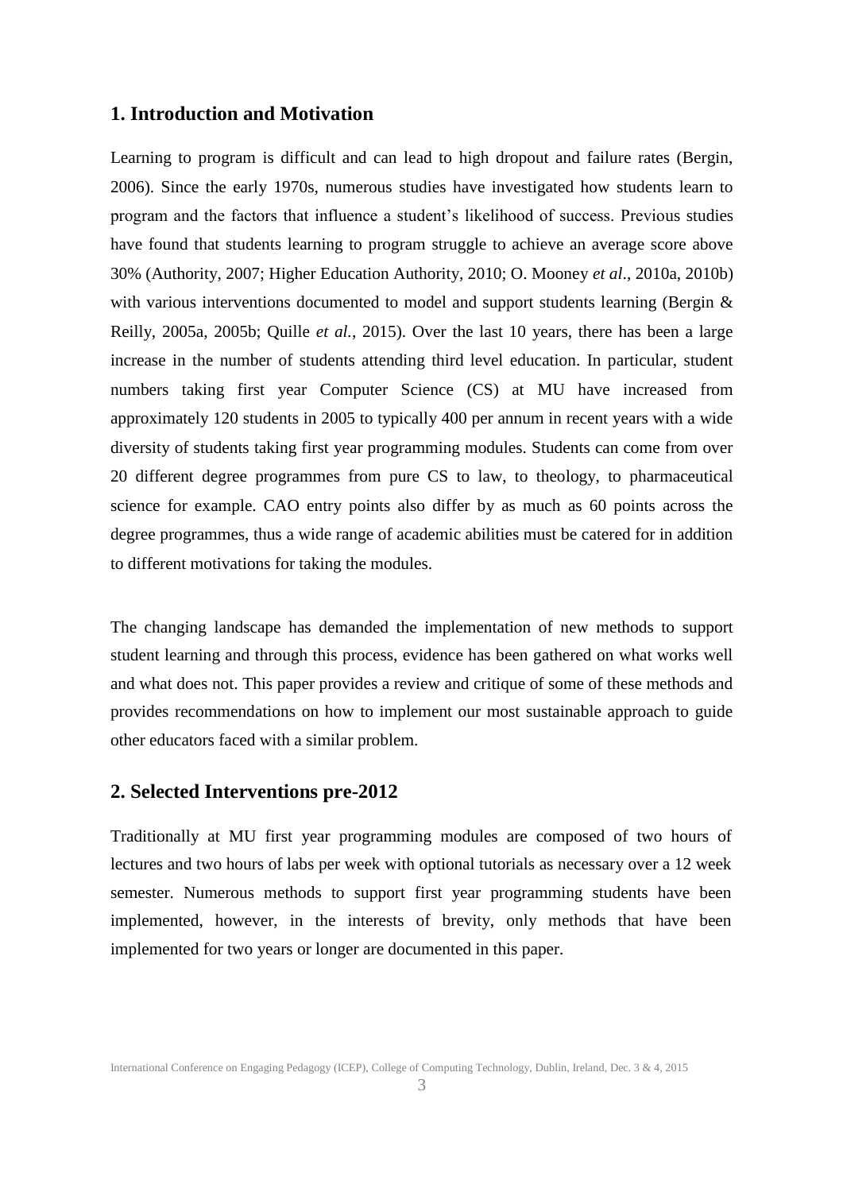## 1. Introduction and Motivation

Learning to program is difficult and can lead to high dropout and failure rates (Bergin, 2006). Since the early 1970s, numerous studies have investigated how students learn to program and the factors that influence a student's likelihood of success. Previous studies have found that students learning to program struggle to achieve an average score above 30% (Authority, 2007; Higher Education Authority, 2010; O. Mooney *et al*., 2010a, 2010b) with various interventions documented to model and support students learning (Bergin & Reilly, 2005a, 2005b; Quille *et al.*, 2015). Over the last 10 years, there has been a large increase in the number of students attending third level education. In particular, student numbers taking first year Computer Science (CS) at MU have increased from approximately 120 students in 2005 to typically 400 per annum in recent years with a wide diversity of students taking first year programming modules. Students can come from over 20 different degree programmes from pure CS to law, to theology, to pharmaceutical science for example. CAO entry points also differ by as much as 60 points across the degree programmes, thus a wide range of academic abilities must be catered for in addition to different motivations for taking the modules.

The changing landscape has demanded the implementation of new methods to support student learning and through this process, evidence has been gathered on what works well and what does not. This paper provides a review and critique of some of these methods and provides recommendations on how to implement our most sustainable approach to guide other educators faced with a similar problem.

## 2. Selected Interventions pre-2012

Traditionally at MU first year programming modules are composed of two hours of lectures and two hours of labs per week with optional tutorials as necessary over a 12 week semester. Numerous methods to support first year programming students have been implemented, however, in the interests of brevity, only methods that have been implemented for two years or longer are documented in this paper.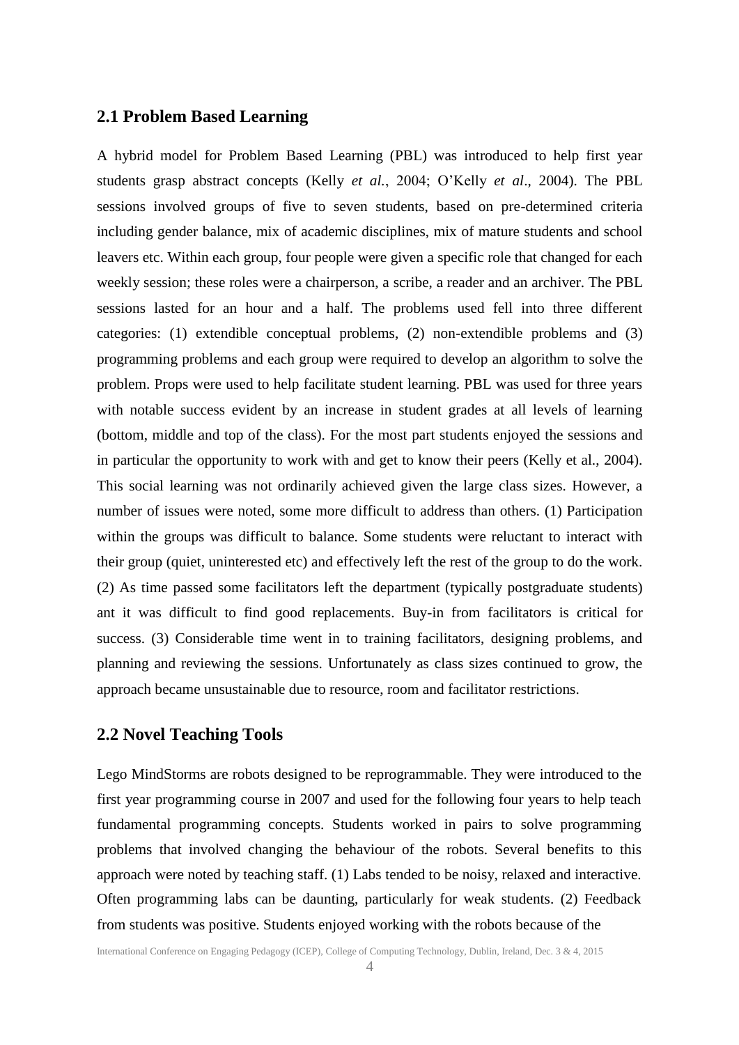## 2.1 Problem Based Learning

A hybrid model for Problem Based Learning (PBL) was introduced to help first year students grasp abstract concepts (Kelly *et al.*, 2004; O'Kelly *et al*., 2004). The PBL sessions involved groups of five to seven students, based on pre-determined criteria including gender balance, mix of academic disciplines, mix of mature students and school leavers etc. Within each group, four people were given a specific role that changed for each weekly session; these roles were a chairperson, a scribe, a reader and an archiver. The PBL sessions lasted for an hour and a half. The problems used fell into three different categories: (1) extendible conceptual problems, (2) non-extendible problems and (3) programming problems and each group were required to develop an algorithm to solve the problem. Props were used to help facilitate student learning. PBL was used for three years with notable success evident by an increase in student grades at all levels of learning (bottom, middle and top of the class). For the most part students enjoyed the sessions and in particular the opportunity to work with and get to know their peers (Kelly et al., 2004). This social learning was not ordinarily achieved given the large class sizes. However, a number of issues were noted, some more difficult to address than others. (1) Participation within the groups was difficult to balance. Some students were reluctant to interact with their group (quiet, uninterested etc) and effectively left the rest of the group to do the work. (2) As time passed some facilitators left the department (typically postgraduate students) ant it was difficult to find good replacements. Buy-in from facilitators is critical for success. (3) Considerable time went in to training facilitators, designing problems, and planning and reviewing the sessions. Unfortunately as class sizes continued to grow, the approach became unsustainable due to resource, room and facilitator restrictions.

## 2.2 Novel Teaching Tools

Lego MindStorms are robots designed to be reprogrammable. They were introduced to the first year programming course in 2007 and used for the following four years to help teach fundamental programming concepts. Students worked in pairs to solve programming problems that involved changing the behaviour of the robots. Several benefits to this approach were noted by teaching staff. (1) Labs tended to be noisy, relaxed and interactive. Often programming labs can be daunting, particularly for weak students. (2) Feedback from students was positive. Students enjoyed working with the robots because of the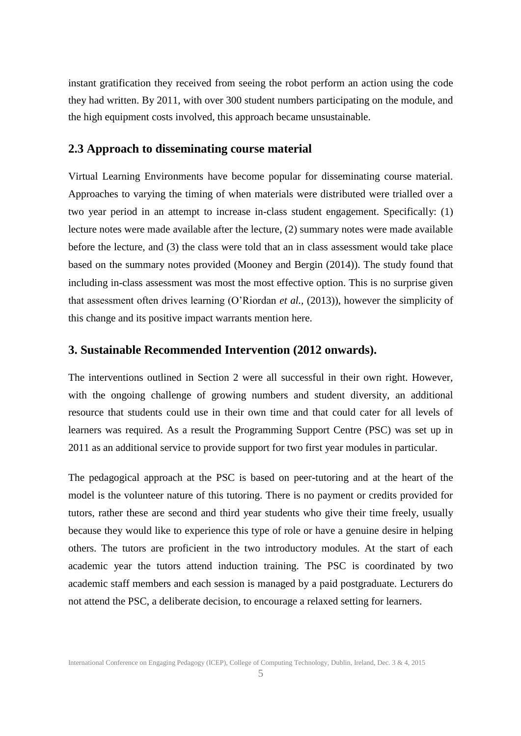instant gratification they received from seeing the robot perform an action using the code they had written. By 2011, with over 300 student numbers participating on the module, and the high equipment costs involved, this approach became unsustainable.

## 2.3 Approach to disseminating course material

Virtual Learning Environments have become popular for disseminating course material. Approaches to varying the timing of when materials were distributed were trialled over a two year period in an attempt to increase in-class student engagement. Specifically: (1) lecture notes were made available after the lecture, (2) summary notes were made available before the lecture, and (3) the class were told that an in class assessment would take place based on the summary notes provided (Mooney and Bergin (2014)). The study found that including in-class assessment was most the most effective option. This is no surprise given that assessment often drives learning (O'Riordan *et al.*, (2013)), however the simplicity of this change and its positive impact warrants mention here.

# 3. Sustainable Recommended Intervention (2012 onwards).

The interventions outlined in Section 2 were all successful in their own right. However, with the ongoing challenge of growing numbers and student diversity, an additional resource that students could use in their own time and that could cater for all levels of learners was required. As a result the Programming Support Centre (PSC) was set up in 2011 as an additional service to provide support for two first year modules in particular.

The pedagogical approach at the PSC is based on peer-tutoring and at the heart of the model is the volunteer nature of this tutoring. There is no payment or credits provided for tutors, rather these are second and third year students who give their time freely, usually because they would like to experience this type of role or have a genuine desire in helping others. The tutors are proficient in the two introductory modules. At the start of each academic year the tutors attend induction training. The PSC is coordinated by two academic staff members and each session is managed by a paid postgraduate. Lecturers do not attend the PSC, a deliberate decision, to encourage a relaxed setting for learners.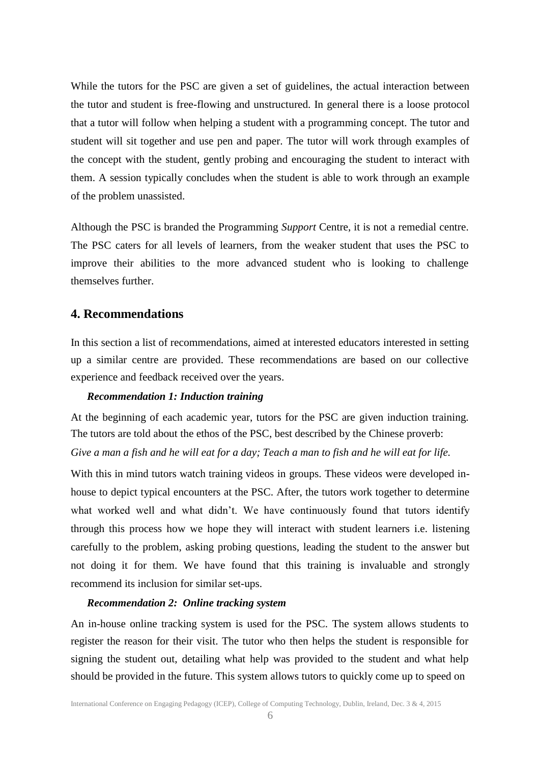While the tutors for the PSC are given a set of guidelines, the actual interaction between the tutor and student is free-flowing and unstructured. In general there is a loose protocol that a tutor will follow when helping a student with a programming concept. The tutor and student will sit together and use pen and paper. The tutor will work through examples of the concept with the student, gently probing and encouraging the student to interact with them. A session typically concludes when the student is able to work through an example of the problem unassisted.

Although the PSC is branded the Programming *Support* Centre, it is not a remedial centre. The PSC caters for all levels of learners, from the weaker student that uses the PSC to improve their abilities to the more advanced student who is looking to challenge themselves further.

## 4. Recommendations

In this section a list of recommendations, aimed at interested educators interested in setting up a similar centre are provided. These recommendations are based on our collective experience and feedback received over the years.

***Recommendation 1: Induction training***

At the beginning of each academic year, tutors for the PSC are given induction training. The tutors are told about the ethos of the PSC, best described by the Chinese proverb:

*Give a man a fish and he will eat for a day; Teach a man to fish and he will eat for life.*

With this in mind tutors watch training videos in groups. These videos were developed in-house to depict typical encounters at the PSC. After, the tutors work together to determine what worked well and what didn't. We have continuously found that tutors identify through this process how we hope they will interact with student learners i.e. listening carefully to the problem, asking probing questions, leading the student to the answer but not doing it for them. We have found that this training is invaluable and strongly recommend its inclusion for similar set-ups.

***Recommendation 2: Online tracking system***

An in-house online tracking system is used for the PSC. The system allows students to register the reason for their visit. The tutor who then helps the student is responsible for signing the student out, detailing what help was provided to the student and what help should be provided in the future. This system allows tutors to quickly come up to speed on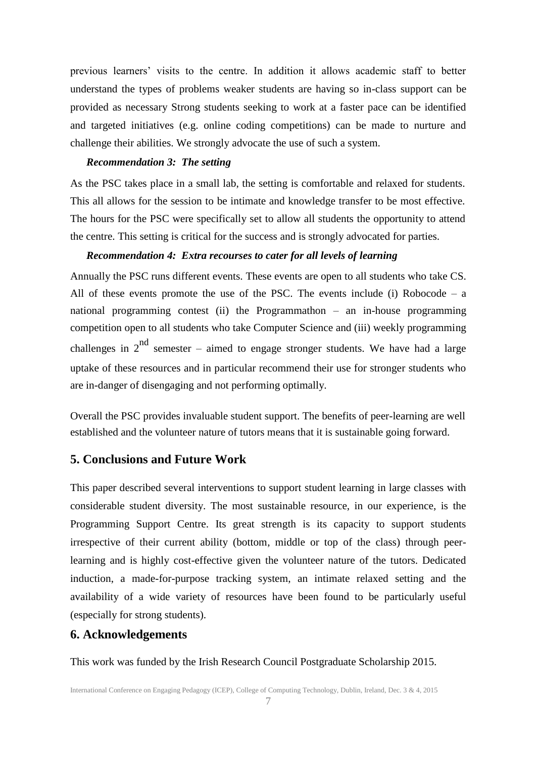previous learners' visits to the centre. In addition it allows academic staff to better understand the types of problems weaker students are having so in-class support can be provided as necessary Strong students seeking to work at a faster pace can be identified and targeted initiatives (e.g. online coding competitions) can be made to nurture and challenge their abilities. We strongly advocate the use of such a system.

***Recommendation 3: The setting***

As the PSC takes place in a small lab, the setting is comfortable and relaxed for students. This all allows for the session to be intimate and knowledge transfer to be most effective. The hours for the PSC were specifically set to allow all students the opportunity to attend the centre. This setting is critical for the success and is strongly advocated for parties.

***Recommendation 4: Extra recourses to cater for all levels of learning***

Annually the PSC runs different events. These events are open to all students who take CS. All of these events promote the use of the PSC. The events include (i) Robocode – a national programming contest (ii) the Programmathon – an in-house programming competition open to all students who take Computer Science and (iii) weekly programming challenges in $2^{nd}$ semester – aimed to engage stronger students. We have had a large uptake of these resources and in particular recommend their use for stronger students who are in-danger of disengaging and not performing optimally.

Overall the PSC provides invaluable student support. The benefits of peer-learning are well established and the volunteer nature of tutors means that it is sustainable going forward.

## 5. Conclusions and Future Work

This paper described several interventions to support student learning in large classes with considerable student diversity. The most sustainable resource, in our experience, is the Programming Support Centre. Its great strength is its capacity to support students irrespective of their current ability (bottom, middle or top of the class) through peer-learning and is highly cost-effective given the volunteer nature of the tutors. Dedicated induction, a made-for-purpose tracking system, an intimate relaxed setting and the availability of a wide variety of resources have been found to be particularly useful (especially for strong students).

## 6. Acknowledgements

This work was funded by the Irish Research Council Postgraduate Scholarship 2015.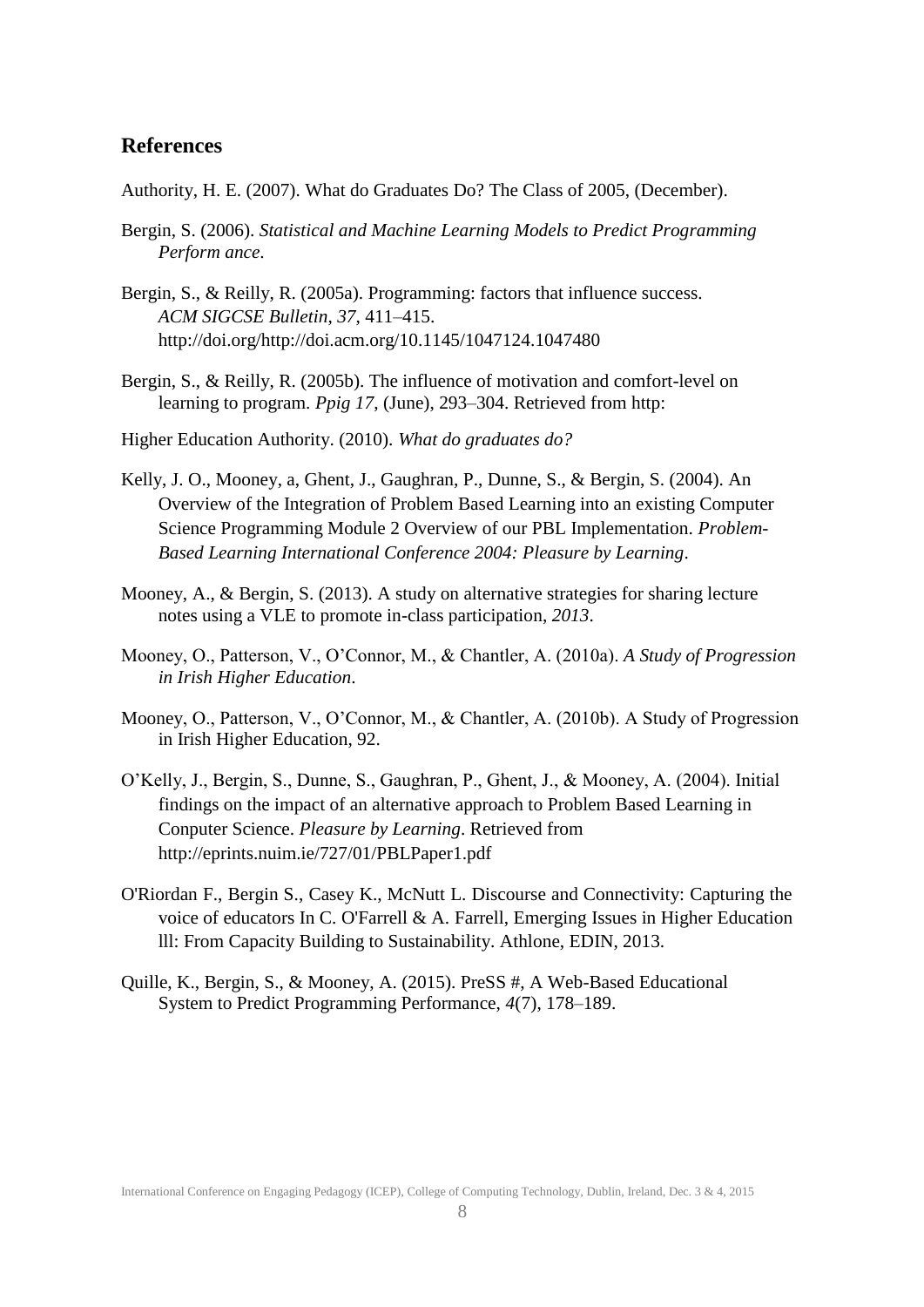## References

Authority, H. E. (2007). What do Graduates Do? The Class of 2005, (December).

Bergin, S. (2006). *Statistical and Machine Learning Models to Predict Programming Perform ance*.

Bergin, S., & Reilly, R. (2005a). Programming: factors that influence success. *ACM SIGCSE Bulletin*, *37*, 411–415. http://doi.org/http://doi.acm.org/10.1145/1047124.1047480

Bergin, S., & Reilly, R. (2005b). The influence of motivation and comfort-level on learning to program. *Ppig 17*, (June), 293–304. Retrieved from http:

Higher Education Authority. (2010). *What do graduates do?*

Kelly, J. O., Mooney, a, Ghent, J., Gaughran, P., Dunne, S., & Bergin, S. (2004). An Overview of the Integration of Problem Based Learning into an existing Computer Science Programming Module 2 Overview of our PBL Implementation. *Problem-Based Learning International Conference 2004: Pleasure by Learning*.

Mooney, A., & Bergin, S. (2013). A study on alternative strategies for sharing lecture notes using a VLE to promote in-class participation, *2013*.

Mooney, O., Patterson, V., O'Connor, M., & Chantler, A. (2010a). *A Study of Progression in Irish Higher Education*.

Mooney, O., Patterson, V., O'Connor, M., & Chantler, A. (2010b). A Study of Progression in Irish Higher Education, 92.

O'Kelly, J., Bergin, S., Dunne, S., Gaughran, P., Ghent, J., & Mooney, A. (2004). Initial findings on the impact of an alternative approach to Problem Based Learning in Conputer Science. *Pleasure by Learning*. Retrieved from http://eprints.nuim.ie/727/01/PBLPaper1.pdf

O'Riordan F., Bergin S., Casey K., McNutt L. Discourse and Connectivity: Capturing the voice of educators In C. O'Farrell & A. Farrell, Emerging Issues in Higher Education lll: From Capacity Building to Sustainability. Athlone, EDIN, 2013.

Quille, K., Bergin, S., & Mooney, A. (2015). PreSS #, A Web-Based Educational System to Predict Programming Performance, *4*(7), 178–189.